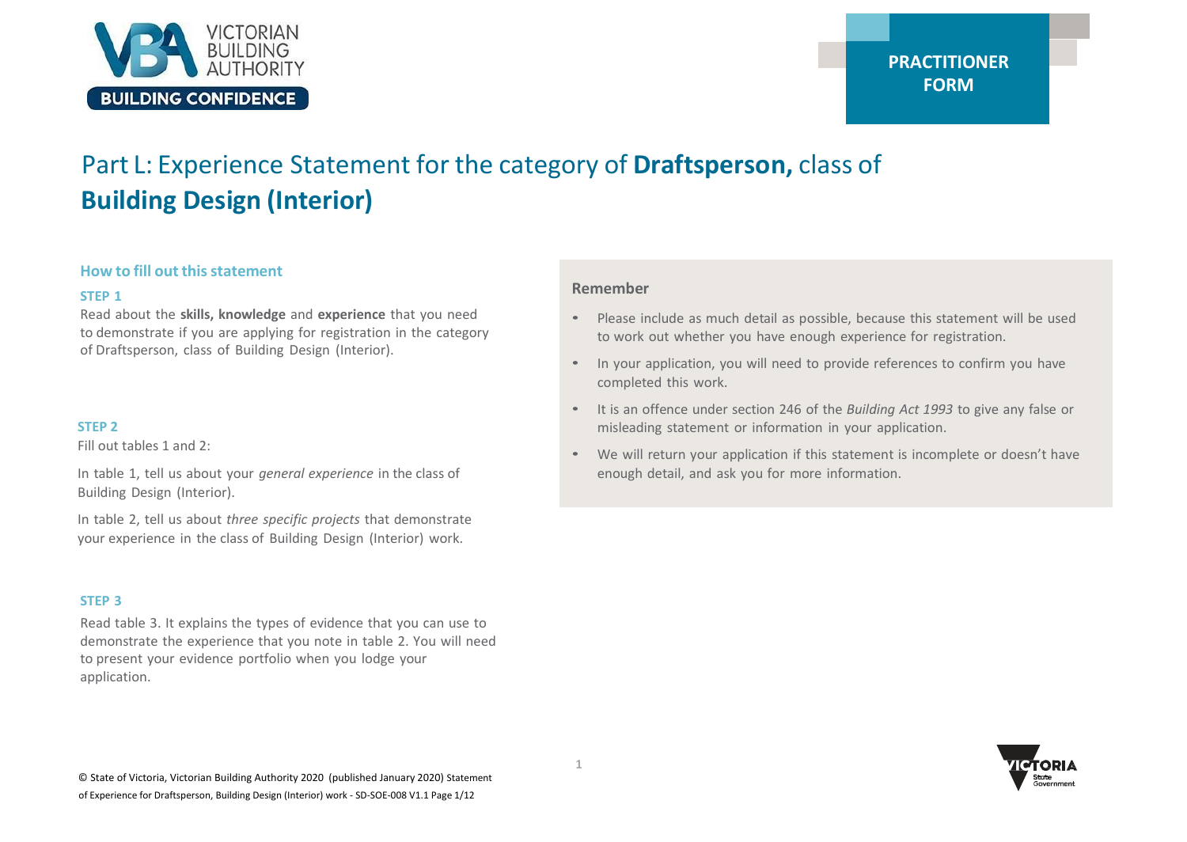**PRACTITIONER FORM**

# Part L: Experience Statement for the category of **Draftsperson,** class of **Building Design (Interior)**

## How to fill out this statement

### STEP 1

Read about the **skills, knowledge** and **experience** that you need to demonstrate if you are applying for registration in the category of Draftsperson, class of Building Design (Interior).

### STEP 2

Fill out tables 1 and 2:

In table 1, tell us about your *general experience* in the class of Building Design (Interior).

In table 2, tell us about *three specific projects* that demonstrate your experience in the class of Building Design (Interior) work.

### STEP 3

Read table 3. It explains the types of evidence that you can use to demonstrate the experience that you note in table 2. You will need to present your evidence portfolio when you lodge your application.

### Remember

- Please include as much detail as possible, because this statement will be used to work out whether you have enough experience for registration.
- In your application, you will need to provide references to confirm you have completed this work.
- It is an offence under section 246 of the *Building Act 1993* to give any false or misleading statement or information in your application.
- We will return your application if this statement is incomplete or doesn't have enough detail, and ask you for more information.

© State of Victoria, Victorian Building Authority 2020 (published January 2020) Statement of Experience for Draftsperson, Building Design (Interior) work - SD-SOE-008 V1.1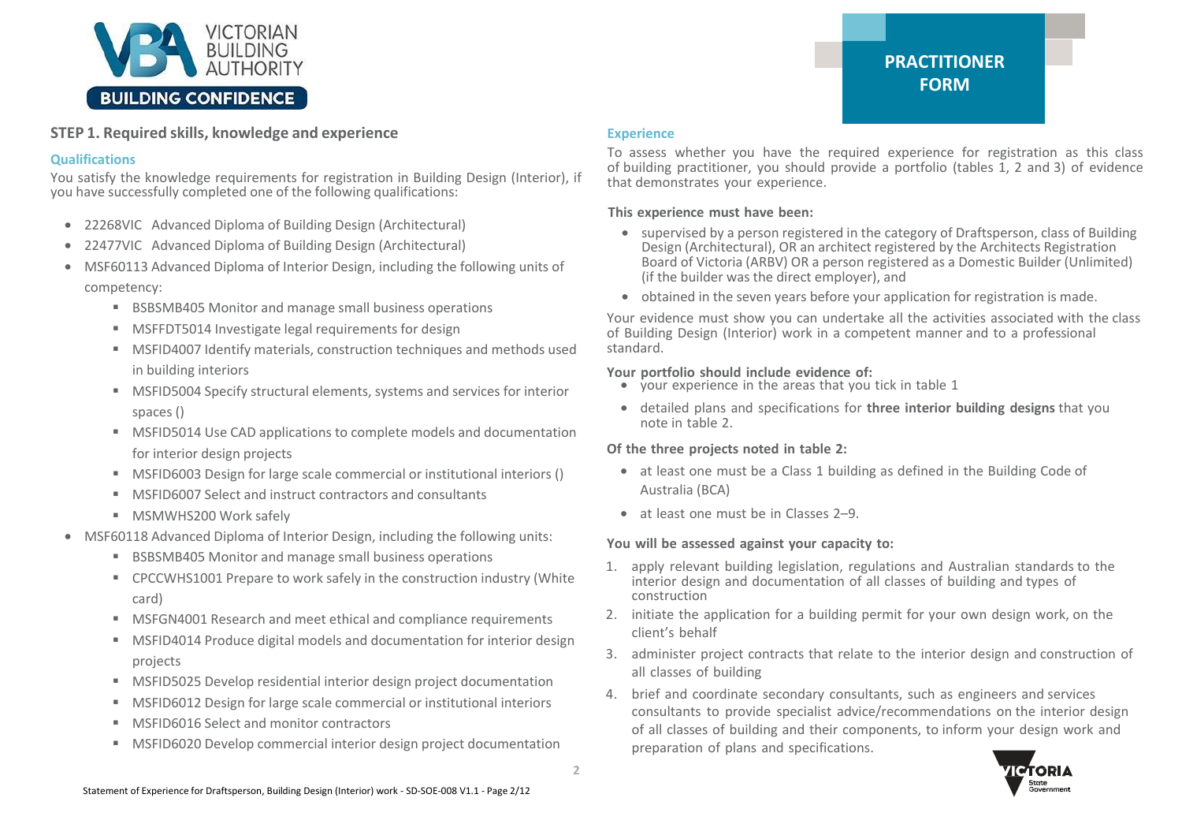## STEP 1. Required skills, knowledge and experience

### Qualifications

You satisfy the knowledge requirements for registration in Building Design (Interior), if you have successfully completed one of the following qualifications:

- 22268VIC Advanced Diploma of Building Design (Architectural)
- 22477VIC Advanced Diploma of Building Design (Architectural)
- MSF60113 Advanced Diploma of Interior Design, including the following units of competency:
  - BSBSMB405 Monitor and manage small business operations
  - MSFFDT5014 Investigate legal requirements for design
  - MSFID4007 Identify materials, construction techniques and methods used in building interiors
  - MSFID5004 Specify structural elements, systems and services for interior spaces ()
  - MSFID5014 Use CAD applications to complete models and documentation for interior design projects
  - MSFID6003 Design for large scale commercial or institutional interiors ()
  - MSFID6007 Select and instruct contractors and consultants
  - MSMWHS200 Work safely
- MSF60118 Advanced Diploma of Interior Design, including the following units:
  - BSBSMB405 Monitor and manage small business operations
  - CPCCWHS1001 Prepare to work safely in the construction industry (White card)
  - MSFGN4001 Research and meet ethical and compliance requirements
  - MSFID4014 Produce digital models and documentation for interior design projects
  - MSFID5025 Develop residential interior design project documentation
  - MSFID6012 Design for large scale commercial or institutional interiors
  - MSFID6016 Select and monitor contractors
  - MSFID6020 Develop commercial interior design project documentation

### Experience

To assess whether you have the required experience for registration as this class of building practitioner, you should provide a portfolio (tables 1, 2 and 3) of evidence that demonstrates your experience.

**This experience must have been:**

- supervised by a person registered in the category of Draftsperson, class of Building Design (Architectural), OR an architect registered by the Architects Registration Board of Victoria (ARBV) OR a person registered as a Domestic Builder (Unlimited) (if the builder was the direct employer), and
- obtained in the seven years before your application for registration is made.

Your evidence must show you can undertake all the activities associated with the class of Building Design (Interior) work in a competent manner and to a professional standard.

**Your portfolio should include evidence of:**

- your experience in the areas that you tick in table 1
- detailed plans and specifications for **three interior building designs** that you note in table 2.

**Of the three projects noted in table 2:**

- at least one must be a Class 1 building as defined in the Building Code of Australia (BCA)
- at least one must be in Classes 2–9.

**You will be assessed against your capacity to:**

1. apply relevant building legislation, regulations and Australian standards to the interior design and documentation of all classes of building and types of construction
2. initiate the application for a building permit for your own design work, on the client's behalf
3. administer project contracts that relate to the interior design and construction of all classes of building
4. brief and coordinate secondary consultants, such as engineers and services consultants to provide specialist advice/recommendations on the interior design of all classes of building and their components, to inform your design work and preparation of plans and specifications.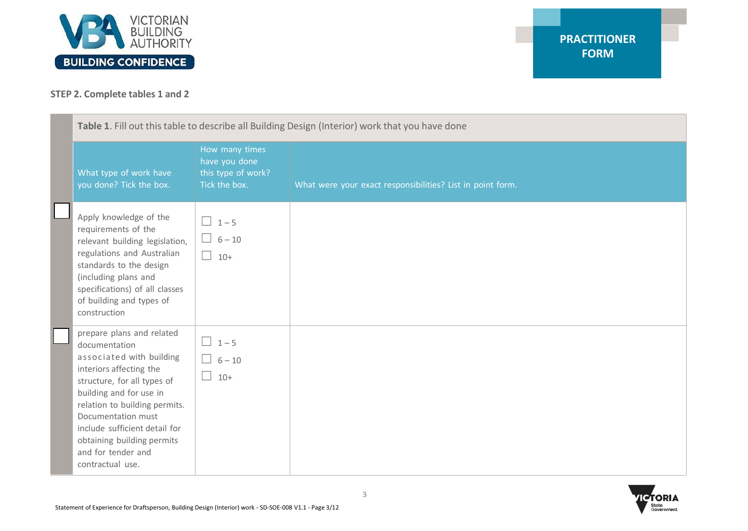**PRACTITIONER FORM**

### STEP 2. Complete tables 1 and 2

**Table 1**. Fill out this table to describe all Building Design (Interior) work that you have done

| | What type of work have you done? Tick the box. | How many times have you done this type of work? Tick the box. | What were your exact responsibilities? List in point form. |
|---|---|---|---|
| ☐ | Apply knowledge of the requirements of the relevant building legislation, regulations and Australian standards to the design (including plans and specifications) of all classes of building and types of construction | ☐ 1 – 5<br>☐ 6 – 10<br>☐ 10+ | |
| ☐ | prepare plans and related documentation associated with building interiors affecting the structure, for all types of building and for use in relation to building permits. Documentation must include sufficient detail for obtaining building permits and for tender and contractual use. | ☐ 1 – 5<br>☐ 6 – 10<br>☐ 10+ | |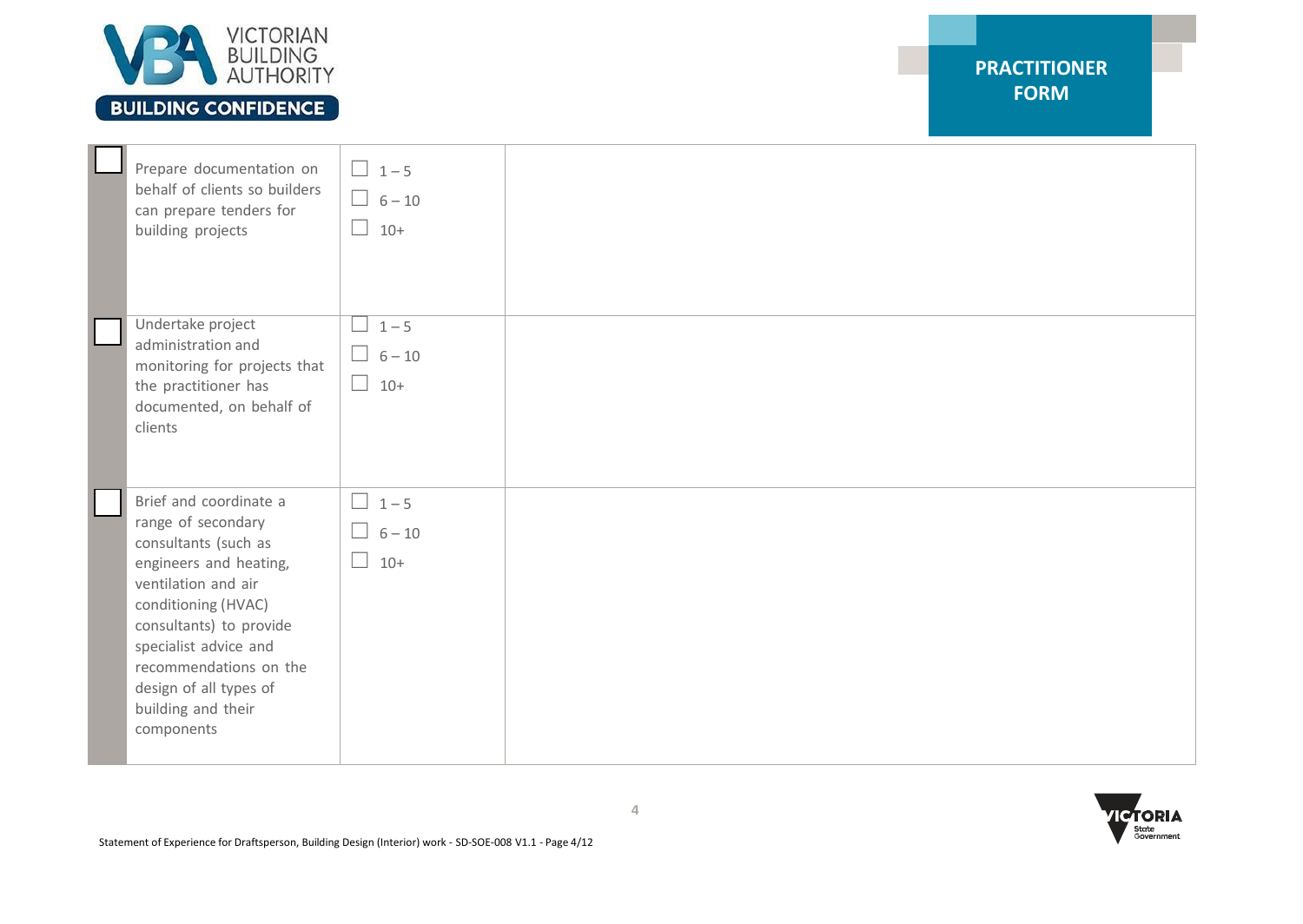| | | | |
|---|---|---|---|
| ☐ | Prepare documentation on behalf of clients so builders can prepare tenders for building projects | ☐ 1 – 5<br>☐ 6 – 10<br>☐ 10+ | |
| ☐ | Undertake project administration and monitoring for projects that the practitioner has documented, on behalf of clients | ☐ 1 – 5<br>☐ 6 – 10<br>☐ 10+ | |
| ☐ | Brief and coordinate a range of secondary consultants (such as engineers and heating, ventilation and air conditioning (HVAC) consultants) to provide specialist advice and recommendations on the design of all types of building and their components | ☐ 1 – 5<br>☐ 6 – 10<br>☐ 10+ | |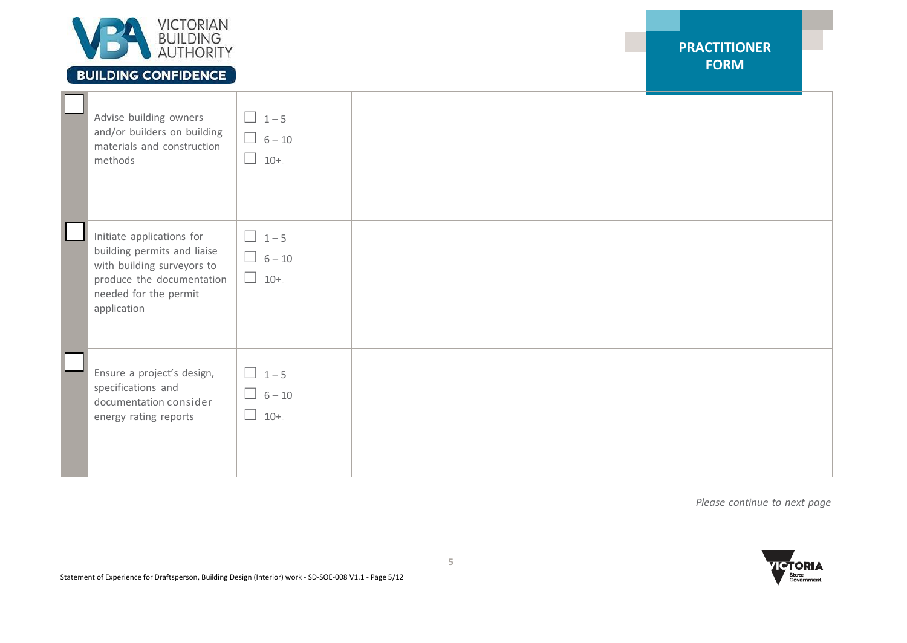| | | | |
|---|---|---|---|
| ☐ | Advise building owners and/or builders on building materials and construction methods | ☐ 1 – 5<br>☐ 6 – 10<br>☐ 10+ | |
| ☐ | Initiate applications for building permits and liaise with building surveyors to produce the documentation needed for the permit application | ☐ 1 – 5<br>☐ 6 – 10<br>☐ 10+ | |
| ☐ | Ensure a project's design, specifications and documentation consider energy rating reports | ☐ 1 – 5<br>☐ 6 – 10<br>☐ 10+ | |

*Please continue to next page*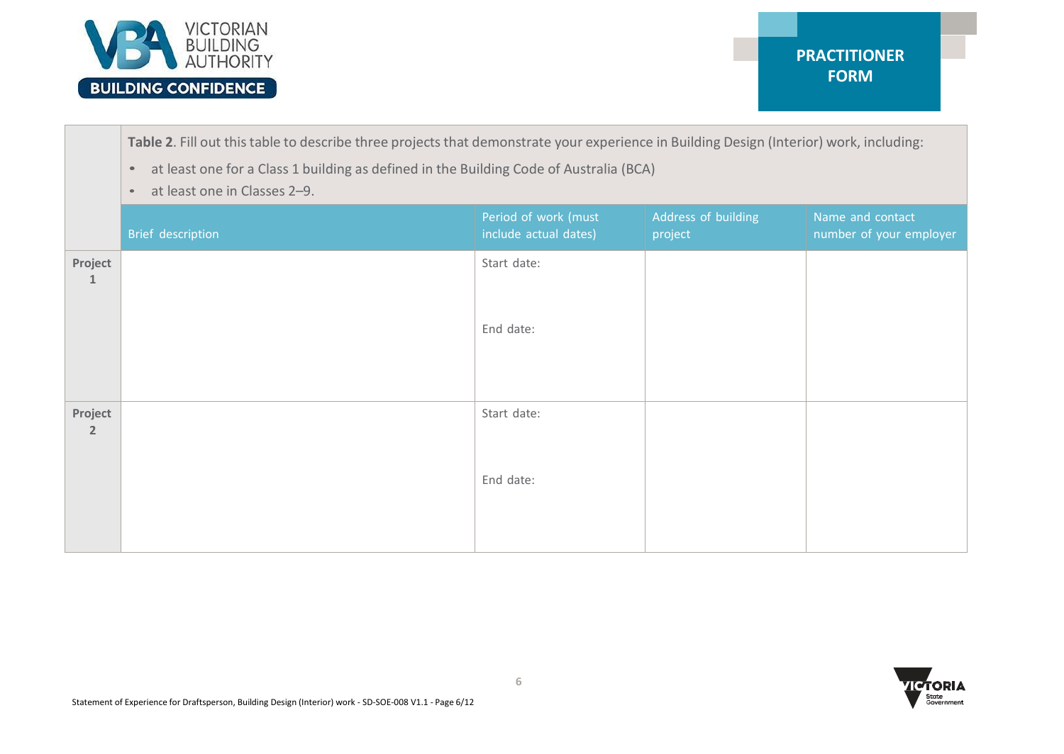**Table 2**. Fill out this table to describe three projects that demonstrate your experience in Building Design (Interior) work, including:

- at least one for a Class 1 building as defined in the Building Code of Australia (BCA)
- at least one in Classes 2–9.

| | Brief description | Period of work (must include actual dates) | Address of building project | Name and contact number of your employer |
|---|---|---|---|---|
| **Project 1** | | Start date:<br><br>End date: | | |
| **Project 2** | | Start date:<br><br>End date: | | |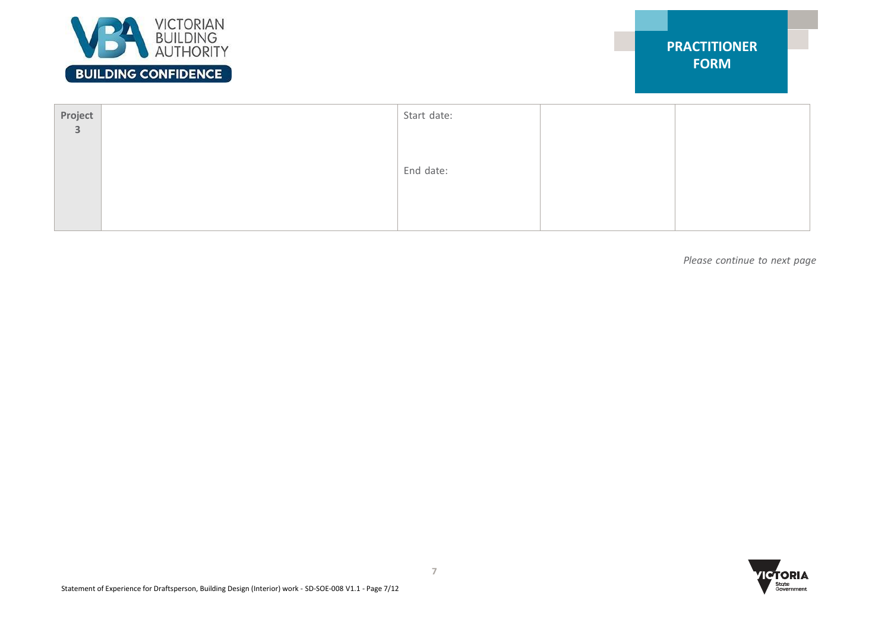**PRACTITIONER FORM**

| **Project 3** | | Start date:<br><br>End date: | | |
|---|---|---|---|---|

*Please continue to next page*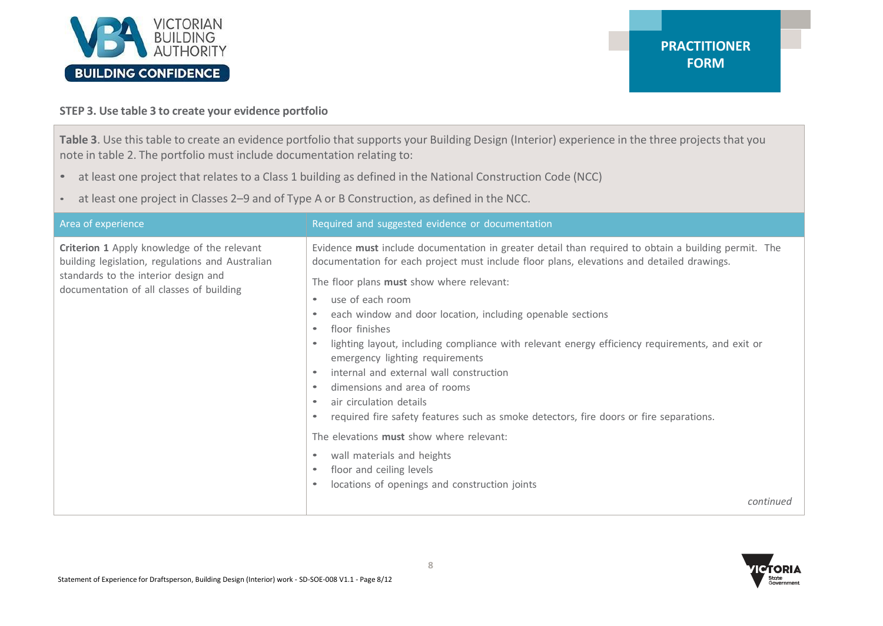### STEP 3. Use table 3 to create your evidence portfolio

**Table 3**. Use this table to create an evidence portfolio that supports your Building Design (Interior) experience in the three projects that you note in table 2. The portfolio must include documentation relating to:

- at least one project that relates to a Class 1 building as defined in the National Construction Code (NCC)
- at least one project in Classes 2–9 and of Type A or B Construction, as defined in the NCC.

| Area of experience | Required and suggested evidence or documentation |
| --- | --- |
| **Criterion 1** Apply knowledge of the relevant building legislation, regulations and Australian standards to the interior design and documentation of all classes of building | Evidence **must** include documentation in greater detail than required to obtain a building permit. The documentation for each project must include floor plans, elevations and detailed drawings.<br><br>The floor plans **must** show where relevant:<br>• use of each room<br>• each window and door location, including openable sections<br>• floor finishes<br>• lighting layout, including compliance with relevant energy efficiency requirements, and exit or emergency lighting requirements<br>• internal and external wall construction<br>• dimensions and area of rooms<br>• air circulation details<br>• required fire safety features such as smoke detectors, fire doors or fire separations.<br><br>The elevations **must** show where relevant:<br>• wall materials and heights<br>• floor and ceiling levels<br>• locations of openings and construction joints<br><br>*continued* |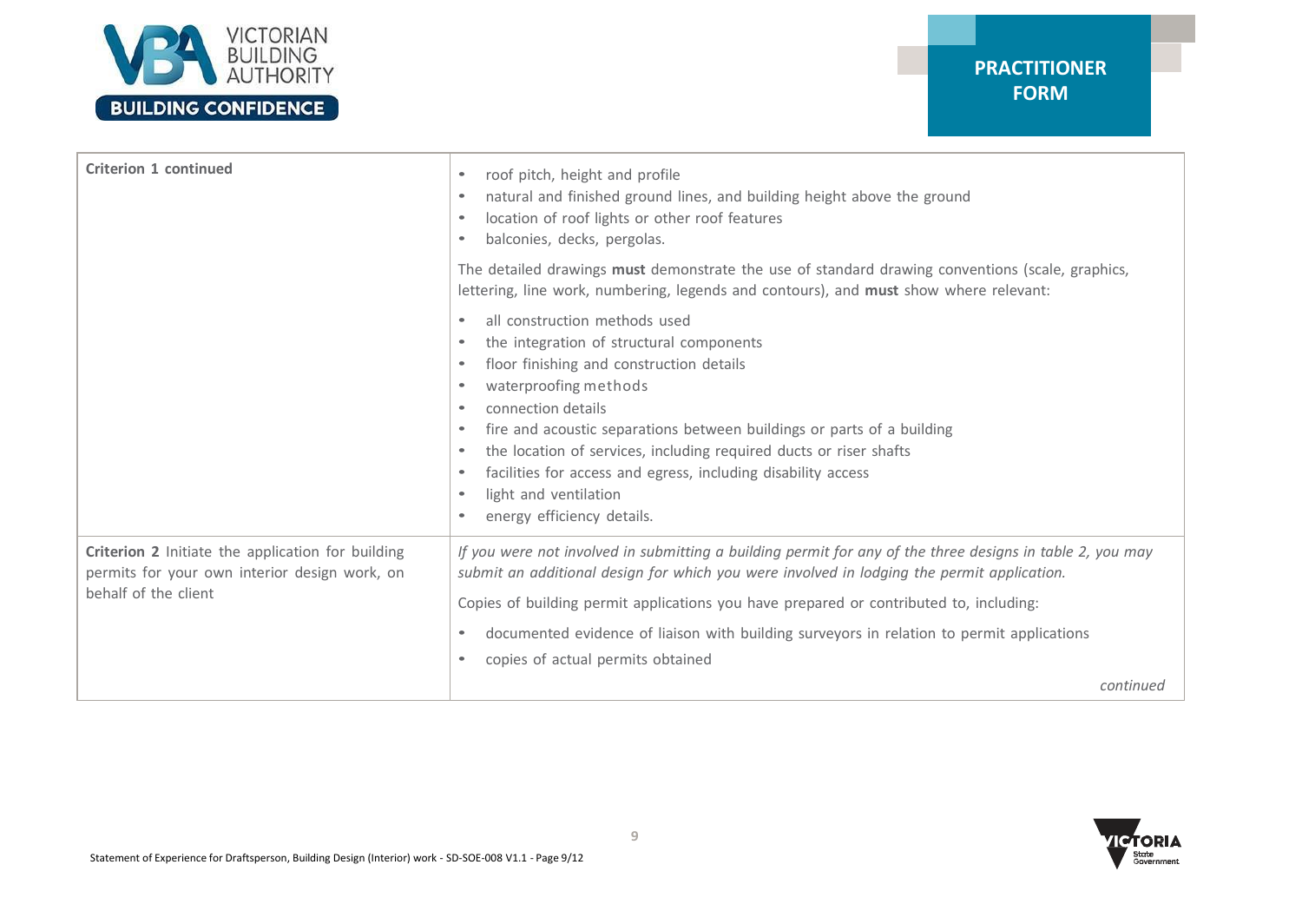| | |
|---|---|
| **Criterion 1 continued** | • roof pitch, height and profile<br>• natural and finished ground lines, and building height above the ground<br>• location of roof lights or other roof features<br>• balconies, decks, pergolas.<br><br>The detailed drawings **must** demonstrate the use of standard drawing conventions (scale, graphics, lettering, line work, numbering, legends and contours), and **must** show where relevant:<br><br>• all construction methods used<br>• the integration of structural components<br>• floor finishing and construction details<br>• waterproofing methods<br>• connection details<br>• fire and acoustic separations between buildings or parts of a building<br>• the location of services, including required ducts or riser shafts<br>• facilities for access and egress, including disability access<br>• light and ventilation<br>• energy efficiency details. |
| **Criterion 2** Initiate the application for building permits for your own interior design work, on behalf of the client | *If you were not involved in submitting a building permit for any of the three designs in table 2, you may submit an additional design for which you were involved in lodging the permit application.*<br><br>Copies of building permit applications you have prepared or contributed to, including:<br><br>• documented evidence of liaison with building surveyors in relation to permit applications<br>• copies of actual permits obtained<br><br>*continued* |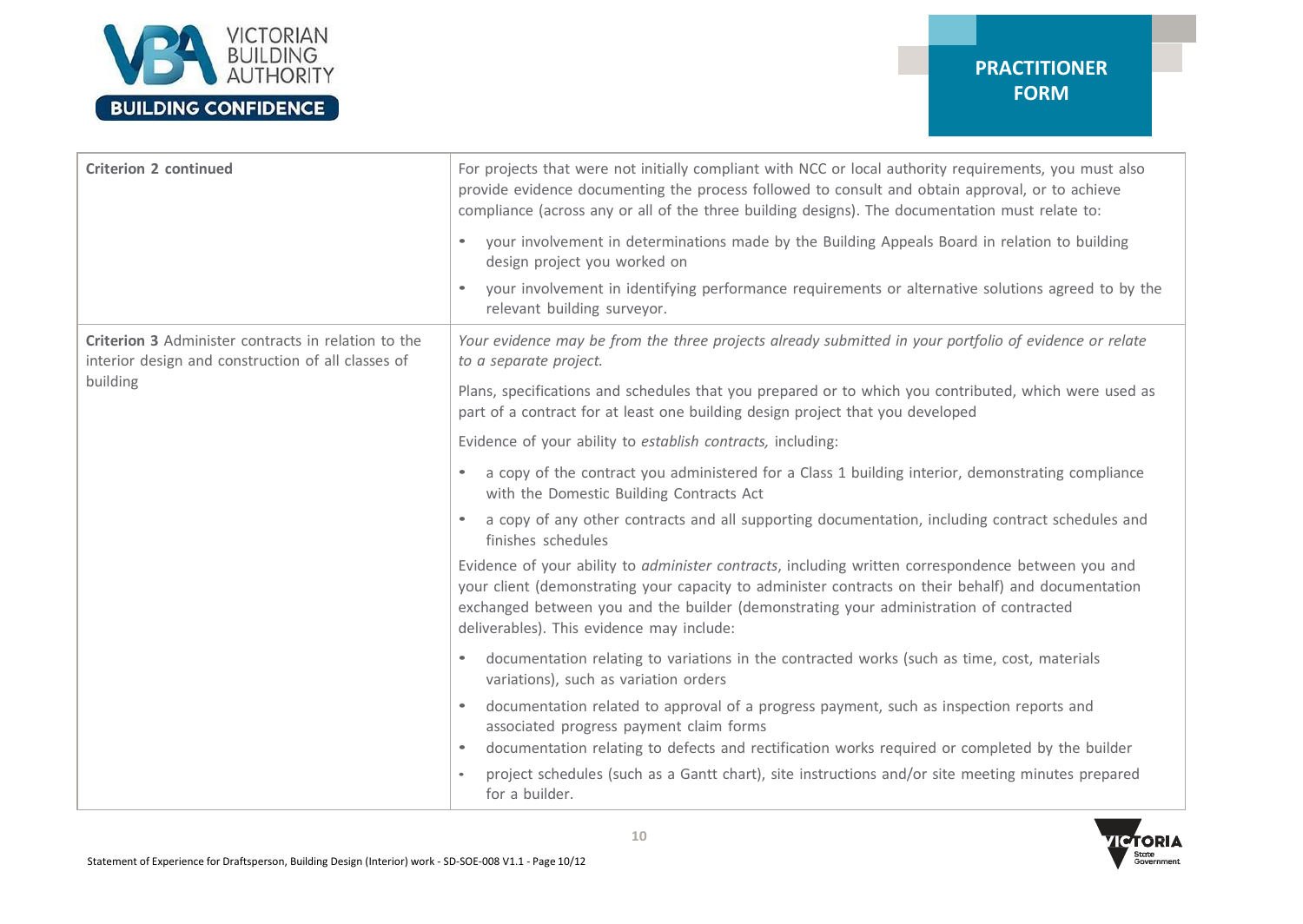| | |
|---|---|
| **Criterion 2 continued** | For projects that were not initially compliant with NCC or local authority requirements, you must also provide evidence documenting the process followed to consult and obtain approval, or to achieve compliance (across any or all of the three building designs). The documentation must relate to:<br>• your involvement in determinations made by the Building Appeals Board in relation to building design project you worked on<br>• your involvement in identifying performance requirements or alternative solutions agreed to by the relevant building surveyor. |
| **Criterion 3** Administer contracts in relation to the interior design and construction of all classes of building | *Your evidence may be from the three projects already submitted in your portfolio of evidence or relate to a separate project.*<br>Plans, specifications and schedules that you prepared or to which you contributed, which were used as part of a contract for at least one building design project that you developed<br>Evidence of your ability to *establish contracts,* including:<br>• a copy of the contract you administered for a Class 1 building interior, demonstrating compliance with the Domestic Building Contracts Act<br>• a copy of any other contracts and all supporting documentation, including contract schedules and finishes schedules<br>Evidence of your ability to *administer contracts*, including written correspondence between you and your client (demonstrating your capacity to administer contracts on their behalf) and documentation exchanged between you and the builder (demonstrating your administration of contracted deliverables). This evidence may include:<br>• documentation relating to variations in the contracted works (such as time, cost, materials variations), such as variation orders<br>• documentation related to approval of a progress payment, such as inspection reports and associated progress payment claim forms<br>• documentation relating to defects and rectification works required or completed by the builder<br>• project schedules (such as a Gantt chart), site instructions and/or site meeting minutes prepared for a builder. |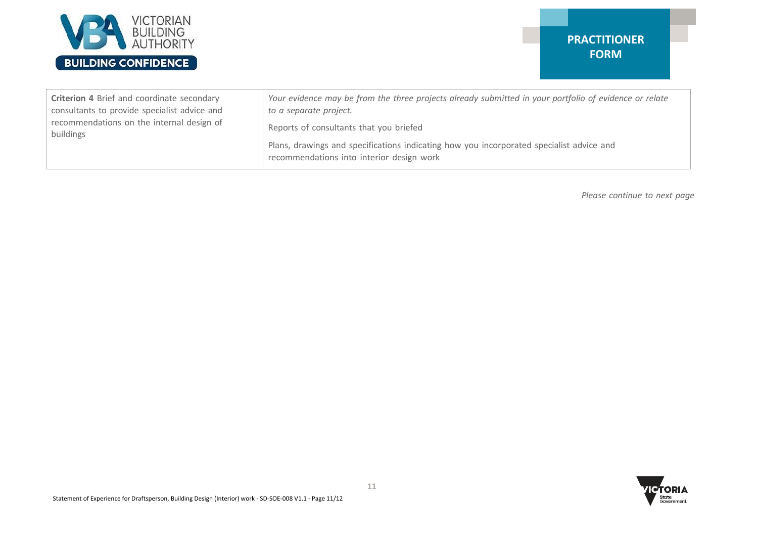| | |
|---|---|
| **Criterion 4** Brief and coordinate secondary consultants to provide specialist advice and recommendations on the internal design of buildings | *Your evidence may be from the three projects already submitted in your portfolio of evidence or relate to a separate project.*<br><br>Reports of consultants that you briefed<br><br>Plans, drawings and specifications indicating how you incorporated specialist advice and recommendations into interior design work |

*Please continue to next page*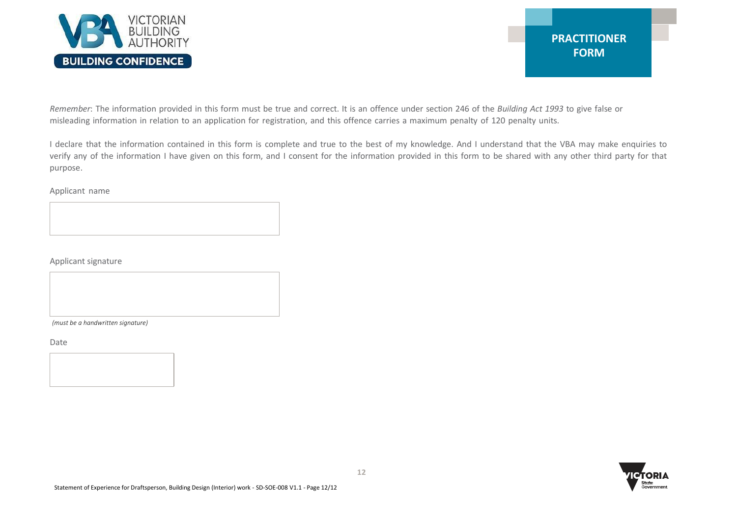*Remember*: The information provided in this form must be true and correct. It is an offence under section 246 of the *Building Act 1993* to give false or misleading information in relation to an application for registration, and this offence carries a maximum penalty of 120 penalty units.

I declare that the information contained in this form is complete and true to the best of my knowledge. And I understand that the VBA may make enquiries to verify any of the information I have given on this form, and I consent for the information provided in this form to be shared with any other third party for that purpose.

Applicant name

Applicant signature

*(must be a handwritten signature)*

Date